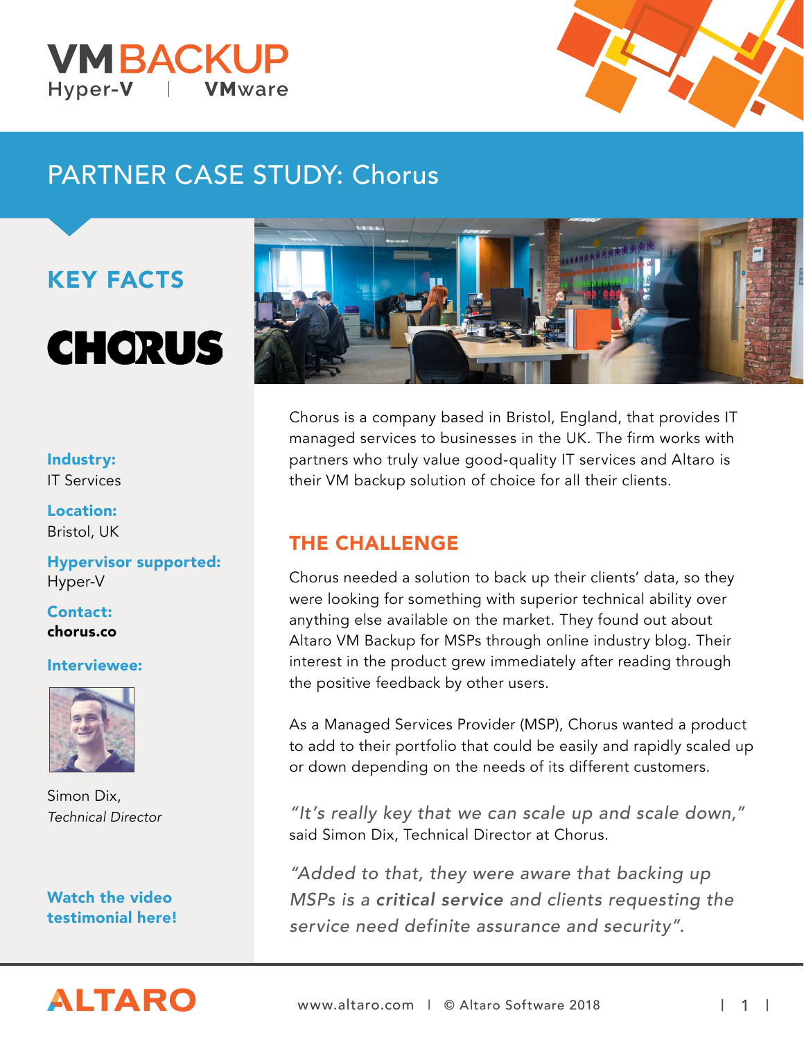VMBACKUP
Hyper-V | VMware

# PARTNER CASE STUDY: Chorus

## KEY FACTS

CHORUS

**Industry:**
IT Services

**Location:**
Bristol, UK

**Hypervisor supported:**
Hyper-V

**Contact:**
**chorus.co**

**Interviewee:**

Simon Dix,
*Technical Director*

**Watch the video testimonial here!**

Chorus is a company based in Bristol, England, that provides IT managed services to businesses in the UK. The firm works with partners who truly value good-quality IT services and Altaro is their VM backup solution of choice for all their clients.

## THE CHALLENGE

Chorus needed a solution to back up their clients' data, so they were looking for something with superior technical ability over anything else available on the market. They found out about Altaro VM Backup for MSPs through online industry blog. Their interest in the product grew immediately after reading through the positive feedback by other users.

As a Managed Services Provider (MSP), Chorus wanted a product to add to their portfolio that could be easily and rapidly scaled up or down depending on the needs of its different customers.

*"It's really key that we can scale up and scale down,"* said Simon Dix, Technical Director at Chorus.

*"Added to that, they were aware that backing up MSPs is a **critical service** and clients requesting the service need definite assurance and security".*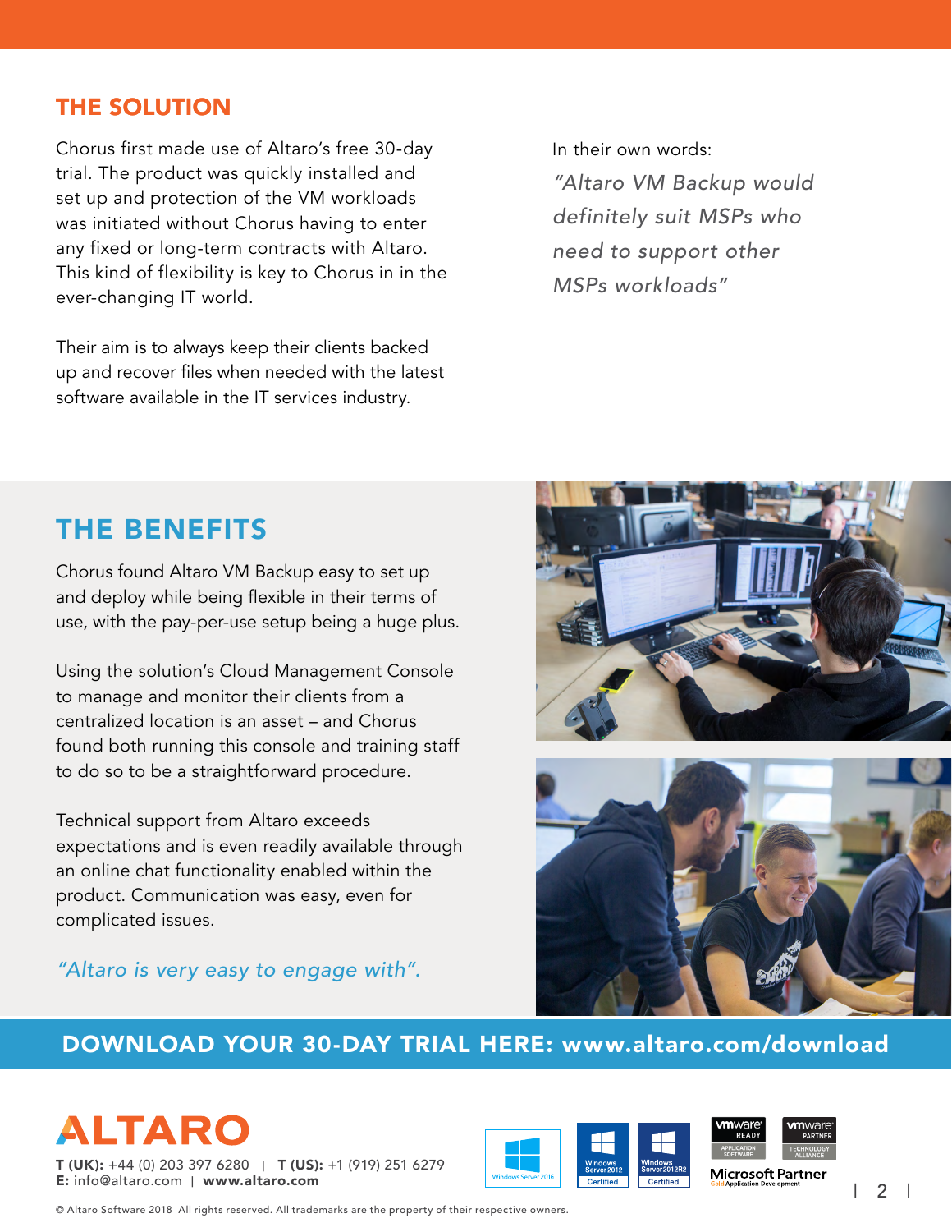## THE SOLUTION

Chorus first made use of Altaro's free 30-day trial. The product was quickly installed and set up and protection of the VM workloads was initiated without Chorus having to enter any fixed or long-term contracts with Altaro. This kind of flexibility is key to Chorus in in the ever-changing IT world.

Their aim is to always keep their clients backed up and recover files when needed with the latest software available in the IT services industry.

In their own words:

*"Altaro VM Backup would definitely suit MSPs who need to support other MSPs workloads"*

## THE BENEFITS

Chorus found Altaro VM Backup easy to set up and deploy while being flexible in their terms of use, with the pay-per-use setup being a huge plus.

Using the solution's Cloud Management Console to manage and monitor their clients from a centralized location is an asset – and Chorus found both running this console and training staff to do so to be a straightforward procedure.

Technical support from Altaro exceeds expectations and is even readily available through an online chat functionality enabled within the product. Communication was easy, even for complicated issues.

*"Altaro is very easy to engage with".*

**DOWNLOAD YOUR 30-DAY TRIAL HERE: www.altaro.com/download**

ALTARO

**T (UK):** +44 (0) 203 397 6280 | **T (US):** +1 (919) 251 6279
**E:** info@altaro.com | **www.altaro.com**

© Altaro Software 2018 All rights reserved. All trademarks are the property of their respective owners.